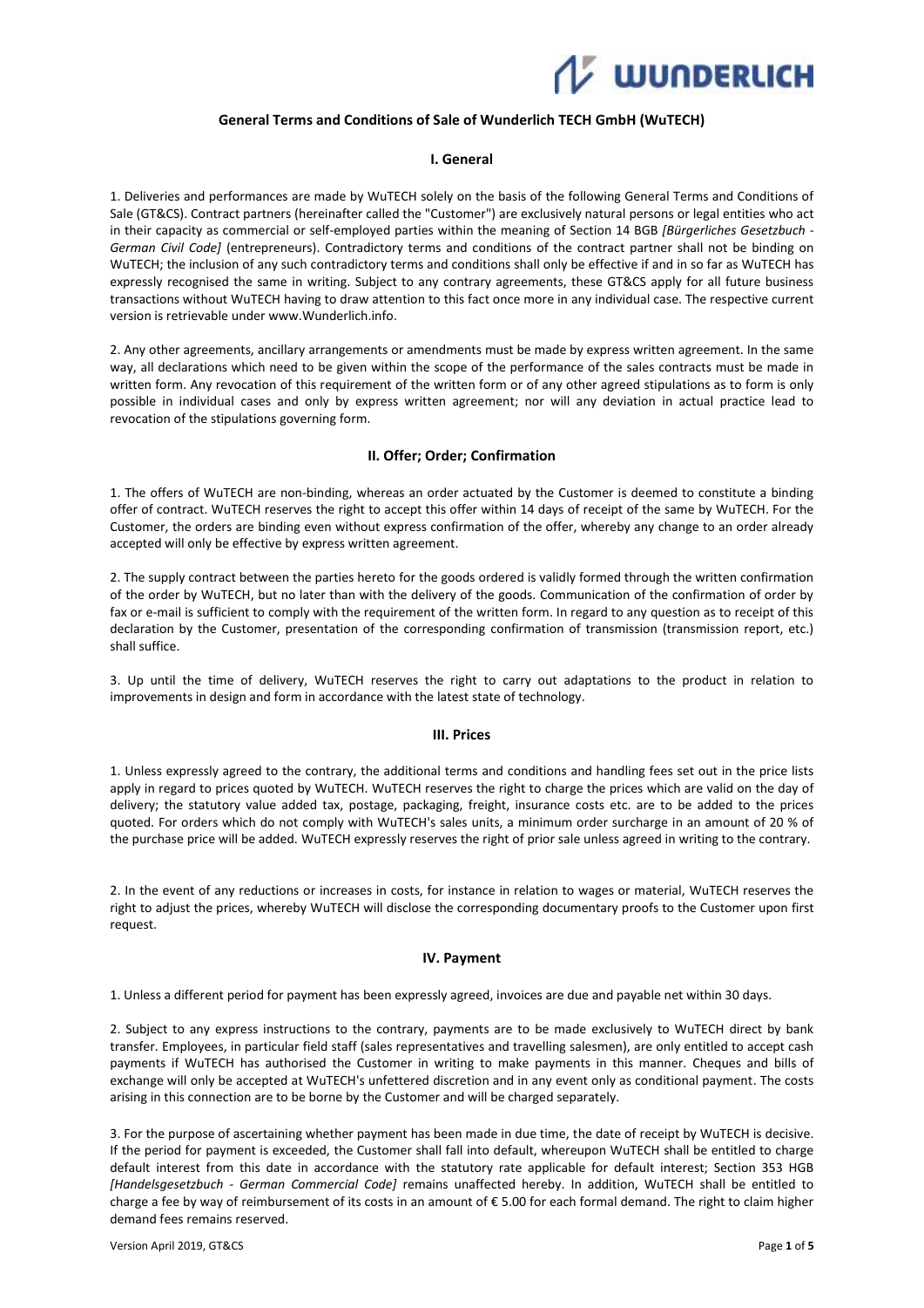# General Terms and Conditions of Sale of Wunderlich TECH GmbH (WuTECH)

## I. General

1. Deliveries and performances are made by WuTECH solely on the basis of the following General Terms and Conditions of Sale (GT&CS). Contract partners (hereinafter called the "Customer") are exclusively natural persons or legal entities who act in their capacity as commercial or self-employed parties within the meaning of Section 14 BGB *[Bürgerliches Gesetzbuch - German Civil Code]* (entrepreneurs). Contradictory terms and conditions of the contract partner shall not be binding on WuTECH; the inclusion of any such contradictory terms and conditions shall only be effective if and in so far as WuTECH has expressly recognised the same in writing. Subject to any contrary agreements, these GT&CS apply for all future business transactions without WuTECH having to draw attention to this fact once more in any individual case. The respective current version is retrievable under www.Wunderlich.info.

2. Any other agreements, ancillary arrangements or amendments must be made by express written agreement. In the same way, all declarations which need to be given within the scope of the performance of the sales contracts must be made in written form. Any revocation of this requirement of the written form or of any other agreed stipulations as to form is only possible in individual cases and only by express written agreement; nor will any deviation in actual practice lead to revocation of the stipulations governing form.

## II. Offer; Order; Confirmation

1. The offers of WuTECH are non-binding, whereas an order actuated by the Customer is deemed to constitute a binding offer of contract. WuTECH reserves the right to accept this offer within 14 days of receipt of the same by WuTECH. For the Customer, the orders are binding even without express confirmation of the offer, whereby any change to an order already accepted will only be effective by express written agreement.

2. The supply contract between the parties hereto for the goods ordered is validly formed through the written confirmation of the order by WuTECH, but no later than with the delivery of the goods. Communication of the confirmation of order by fax or e-mail is sufficient to comply with the requirement of the written form. In regard to any question as to receipt of this declaration by the Customer, presentation of the corresponding confirmation of transmission (transmission report, etc.) shall suffice.

3. Up until the time of delivery, WuTECH reserves the right to carry out adaptations to the product in relation to improvements in design and form in accordance with the latest state of technology.

## III. Prices

1. Unless expressly agreed to the contrary, the additional terms and conditions and handling fees set out in the price lists apply in regard to prices quoted by WuTECH. WuTECH reserves the right to charge the prices which are valid on the day of delivery; the statutory value added tax, postage, packaging, freight, insurance costs etc. are to be added to the prices quoted. For orders which do not comply with WuTECH's sales units, a minimum order surcharge in an amount of 20 % of the purchase price will be added. WuTECH expressly reserves the right of prior sale unless agreed in writing to the contrary.

2. In the event of any reductions or increases in costs, for instance in relation to wages or material, WuTECH reserves the right to adjust the prices, whereby WuTECH will disclose the corresponding documentary proofs to the Customer upon first request.

## IV. Payment

1. Unless a different period for payment has been expressly agreed, invoices are due and payable net within 30 days.

2. Subject to any express instructions to the contrary, payments are to be made exclusively to WuTECH direct by bank transfer. Employees, in particular field staff (sales representatives and travelling salesmen), are only entitled to accept cash payments if WuTECH has authorised the Customer in writing to make payments in this manner. Cheques and bills of exchange will only be accepted at WuTECH's unfettered discretion and in any event only as conditional payment. The costs arising in this connection are to be borne by the Customer and will be charged separately.

3. For the purpose of ascertaining whether payment has been made in due time, the date of receipt by WuTECH is decisive. If the period for payment is exceeded, the Customer shall fall into default, whereupon WuTECH shall be entitled to charge default interest from this date in accordance with the statutory rate applicable for default interest; Section 353 HGB *[Handelsgesetzbuch - German Commercial Code]* remains unaffected hereby. In addition, WuTECH shall be entitled to charge a fee by way of reimbursement of its costs in an amount of € 5.00 for each formal demand. The right to claim higher demand fees remains reserved.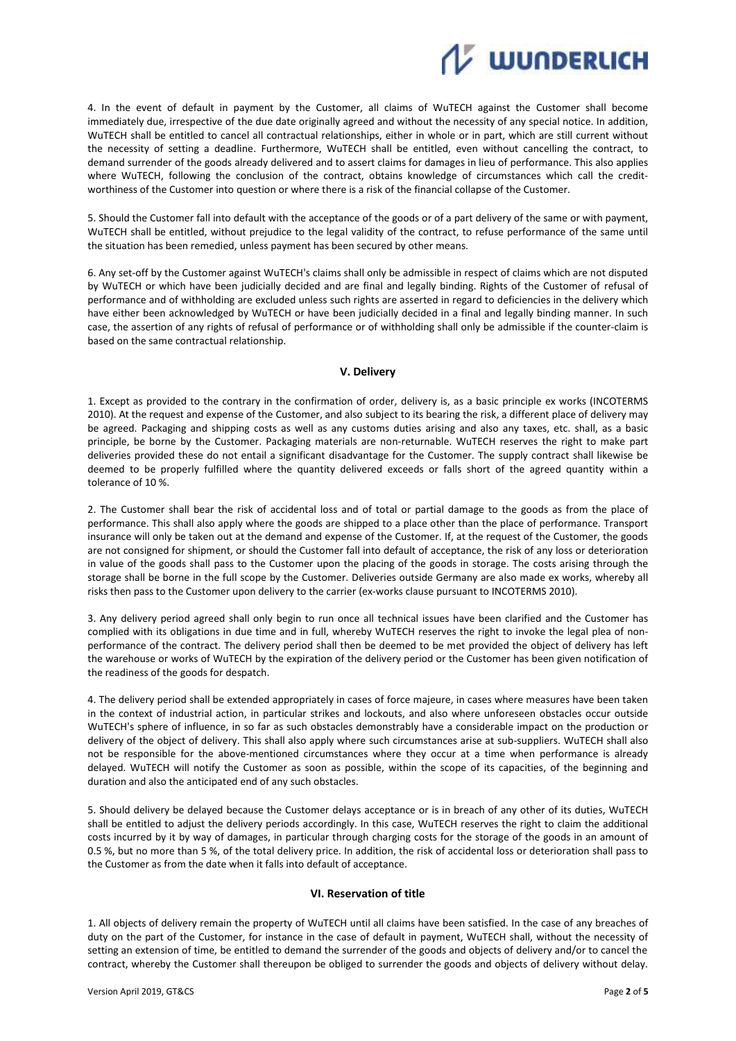4. In the event of default in payment by the Customer, all claims of WuTECH against the Customer shall become immediately due, irrespective of the due date originally agreed and without the necessity of any special notice. In addition, WuTECH shall be entitled to cancel all contractual relationships, either in whole or in part, which are still current without the necessity of setting a deadline. Furthermore, WuTECH shall be entitled, even without cancelling the contract, to demand surrender of the goods already delivered and to assert claims for damages in lieu of performance. This also applies where WuTECH, following the conclusion of the contract, obtains knowledge of circumstances which call the credit-worthiness of the Customer into question or where there is a risk of the financial collapse of the Customer.

5. Should the Customer fall into default with the acceptance of the goods or of a part delivery of the same or with payment, WuTECH shall be entitled, without prejudice to the legal validity of the contract, to refuse performance of the same until the situation has been remedied, unless payment has been secured by other means.

6. Any set-off by the Customer against WuTECH's claims shall only be admissible in respect of claims which are not disputed by WuTECH or which have been judicially decided and are final and legally binding. Rights of the Customer of refusal of performance and of withholding are excluded unless such rights are asserted in regard to deficiencies in the delivery which have either been acknowledged by WuTECH or have been judicially decided in a final and legally binding manner. In such case, the assertion of any rights of refusal of performance or of withholding shall only be admissible if the counter-claim is based on the same contractual relationship.

## V. Delivery

1. Except as provided to the contrary in the confirmation of order, delivery is, as a basic principle ex works (INCOTERMS 2010). At the request and expense of the Customer, and also subject to its bearing the risk, a different place of delivery may be agreed. Packaging and shipping costs as well as any customs duties arising and also any taxes, etc. shall, as a basic principle, be borne by the Customer. Packaging materials are non-returnable. WuTECH reserves the right to make part deliveries provided these do not entail a significant disadvantage for the Customer. The supply contract shall likewise be deemed to be properly fulfilled where the quantity delivered exceeds or falls short of the agreed quantity within a tolerance of 10 %.

2. The Customer shall bear the risk of accidental loss and of total or partial damage to the goods as from the place of performance. This shall also apply where the goods are shipped to a place other than the place of performance. Transport insurance will only be taken out at the demand and expense of the Customer. If, at the request of the Customer, the goods are not consigned for shipment, or should the Customer fall into default of acceptance, the risk of any loss or deterioration in value of the goods shall pass to the Customer upon the placing of the goods in storage. The costs arising through the storage shall be borne in the full scope by the Customer. Deliveries outside Germany are also made ex works, whereby all risks then pass to the Customer upon delivery to the carrier (ex-works clause pursuant to INCOTERMS 2010).

3. Any delivery period agreed shall only begin to run once all technical issues have been clarified and the Customer has complied with its obligations in due time and in full, whereby WuTECH reserves the right to invoke the legal plea of non-performance of the contract. The delivery period shall then be deemed to be met provided the object of delivery has left the warehouse or works of WuTECH by the expiration of the delivery period or the Customer has been given notification of the readiness of the goods for despatch.

4. The delivery period shall be extended appropriately in cases of force majeure, in cases where measures have been taken in the context of industrial action, in particular strikes and lockouts, and also where unforeseen obstacles occur outside WuTECH's sphere of influence, in so far as such obstacles demonstrably have a considerable impact on the production or delivery of the object of delivery. This shall also apply where such circumstances arise at sub-suppliers. WuTECH shall also not be responsible for the above-mentioned circumstances where they occur at a time when performance is already delayed. WuTECH will notify the Customer as soon as possible, within the scope of its capacities, of the beginning and duration and also the anticipated end of any such obstacles.

5. Should delivery be delayed because the Customer delays acceptance or is in breach of any other of its duties, WuTECH shall be entitled to adjust the delivery periods accordingly. In this case, WuTECH reserves the right to claim the additional costs incurred by it by way of damages, in particular through charging costs for the storage of the goods in an amount of 0.5 %, but no more than 5 %, of the total delivery price. In addition, the risk of accidental loss or deterioration shall pass to the Customer as from the date when it falls into default of acceptance.

## VI. Reservation of title

1. All objects of delivery remain the property of WuTECH until all claims have been satisfied. In the case of any breaches of duty on the part of the Customer, for instance in the case of default in payment, WuTECH shall, without the necessity of setting an extension of time, be entitled to demand the surrender of the goods and objects of delivery and/or to cancel the contract, whereby the Customer shall thereupon be obliged to surrender the goods and objects of delivery without delay.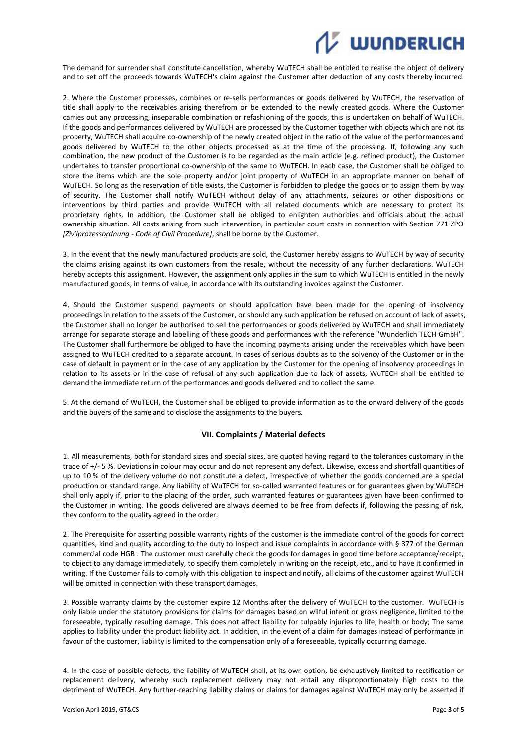The demand for surrender shall constitute cancellation, whereby WuTECH shall be entitled to realise the object of delivery and to set off the proceeds towards WuTECH's claim against the Customer after deduction of any costs thereby incurred.

2. Where the Customer processes, combines or re-sells performances or goods delivered by WuTECH, the reservation of title shall apply to the receivables arising therefrom or be extended to the newly created goods. Where the Customer carries out any processing, inseparable combination or refashioning of the goods, this is undertaken on behalf of WuTECH. If the goods and performances delivered by WuTECH are processed by the Customer together with objects which are not its property, WuTECH shall acquire co-ownership of the newly created object in the ratio of the value of the performances and goods delivered by WuTECH to the other objects processed as at the time of the processing. If, following any such combination, the new product of the Customer is to be regarded as the main article (e.g. refined product), the Customer undertakes to transfer proportional co-ownership of the same to WuTECH. In each case, the Customer shall be obliged to store the items which are the sole property and/or joint property of WuTECH in an appropriate manner on behalf of WuTECH. So long as the reservation of title exists, the Customer is forbidden to pledge the goods or to assign them by way of security. The Customer shall notify WuTECH without delay of any attachments, seizures or other dispositions or interventions by third parties and provide WuTECH with all related documents which are necessary to protect its proprietary rights. In addition, the Customer shall be obliged to enlighten authorities and officials about the actual ownership situation. All costs arising from such intervention, in particular court costs in connection with Section 771 ZPO *[Zivilprozessordnung - Code of Civil Procedure]*, shall be borne by the Customer.

3. In the event that the newly manufactured products are sold, the Customer hereby assigns to WuTECH by way of security the claims arising against its own customers from the resale, without the necessity of any further declarations. WuTECH hereby accepts this assignment. However, the assignment only applies in the sum to which WuTECH is entitled in the newly manufactured goods, in terms of value, in accordance with its outstanding invoices against the Customer.

4. Should the Customer suspend payments or should application have been made for the opening of insolvency proceedings in relation to the assets of the Customer, or should any such application be refused on account of lack of assets, the Customer shall no longer be authorised to sell the performances or goods delivered by WuTECH and shall immediately arrange for separate storage and labelling of these goods and performances with the reference "Wunderlich TECH GmbH". The Customer shall furthermore be obliged to have the incoming payments arising under the receivables which have been assigned to WuTECH credited to a separate account. In cases of serious doubts as to the solvency of the Customer or in the case of default in payment or in the case of any application by the Customer for the opening of insolvency proceedings in relation to its assets or in the case of refusal of any such application due to lack of assets, WuTECH shall be entitled to demand the immediate return of the performances and goods delivered and to collect the same.

5. At the demand of WuTECH, the Customer shall be obliged to provide information as to the onward delivery of the goods and the buyers of the same and to disclose the assignments to the buyers.

## VII. Complaints / Material defects

1. All measurements, both for standard sizes and special sizes, are quoted having regard to the tolerances customary in the trade of +/- 5 %. Deviations in colour may occur and do not represent any defect. Likewise, excess and shortfall quantities of up to 10 % of the delivery volume do not constitute a defect, irrespective of whether the goods concerned are a special production or standard range. Any liability of WuTECH for so-called warranted features or for guarantees given by WuTECH shall only apply if, prior to the placing of the order, such warranted features or guarantees given have been confirmed to the Customer in writing. The goods delivered are always deemed to be free from defects if, following the passing of risk, they conform to the quality agreed in the order.

2. The Prerequisite for asserting possible warranty rights of the customer is the immediate control of the goods for correct quantities, kind and quality according to the duty to Inspect and issue complaints in accordance with § 377 of the German commercial code HGB . The customer must carefully check the goods for damages in good time before acceptance/receipt, to object to any damage immediately, to specify them completely in writing on the receipt, etc., and to have it confirmed in writing. If the Customer fails to comply with this obligation to inspect and notify, all claims of the customer against WuTECH will be omitted in connection with these transport damages.

3. Possible warranty claims by the customer expire 12 Months after the delivery of WuTECH to the customer. WuTECH is only liable under the statutory provisions for claims for damages based on wilful intent or gross negligence, limited to the foreseeable, typically resulting damage. This does not affect liability for culpably injuries to life, health or body; The same applies to liability under the product liability act. In addition, in the event of a claim for damages instead of performance in favour of the customer, liability is limited to the compensation only of a foreseeable, typically occurring damage.

4. In the case of possible defects, the liability of WuTECH shall, at its own option, be exhaustively limited to rectification or replacement delivery, whereby such replacement delivery may not entail any disproportionately high costs to the detriment of WuTECH. Any further-reaching liability claims or claims for damages against WuTECH may only be asserted if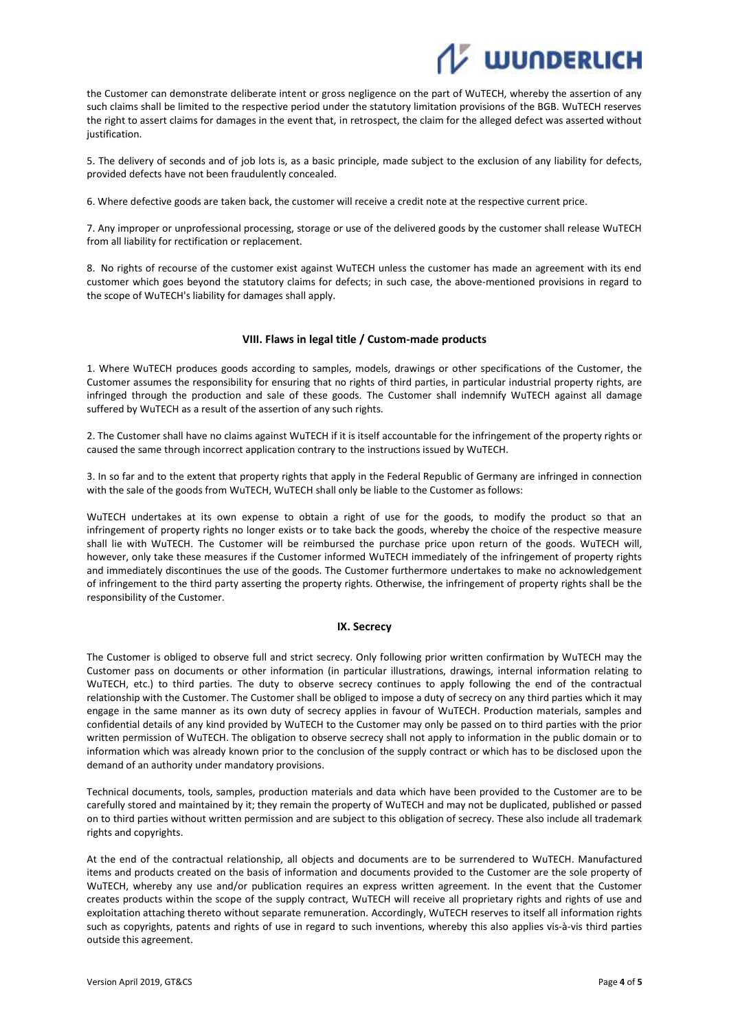the Customer can demonstrate deliberate intent or gross negligence on the part of WuTECH, whereby the assertion of any such claims shall be limited to the respective period under the statutory limitation provisions of the BGB. WuTECH reserves the right to assert claims for damages in the event that, in retrospect, the claim for the alleged defect was asserted without justification.

5. The delivery of seconds and of job lots is, as a basic principle, made subject to the exclusion of any liability for defects, provided defects have not been fraudulently concealed.

6. Where defective goods are taken back, the customer will receive a credit note at the respective current price.

7. Any improper or unprofessional processing, storage or use of the delivered goods by the customer shall release WuTECH from all liability for rectification or replacement.

8. No rights of recourse of the customer exist against WuTECH unless the customer has made an agreement with its end customer which goes beyond the statutory claims for defects; in such case, the above-mentioned provisions in regard to the scope of WuTECH's liability for damages shall apply.

## VIII. Flaws in legal title / Custom-made products

1. Where WuTECH produces goods according to samples, models, drawings or other specifications of the Customer, the Customer assumes the responsibility for ensuring that no rights of third parties, in particular industrial property rights, are infringed through the production and sale of these goods. The Customer shall indemnify WuTECH against all damage suffered by WuTECH as a result of the assertion of any such rights.

2. The Customer shall have no claims against WuTECH if it is itself accountable for the infringement of the property rights or caused the same through incorrect application contrary to the instructions issued by WuTECH.

3. In so far and to the extent that property rights that apply in the Federal Republic of Germany are infringed in connection with the sale of the goods from WuTECH, WuTECH shall only be liable to the Customer as follows:

WuTECH undertakes at its own expense to obtain a right of use for the goods, to modify the product so that an infringement of property rights no longer exists or to take back the goods, whereby the choice of the respective measure shall lie with WuTECH. The Customer will be reimbursed the purchase price upon return of the goods. WuTECH will, however, only take these measures if the Customer informed WuTECH immediately of the infringement of property rights and immediately discontinues the use of the goods. The Customer furthermore undertakes to make no acknowledgement of infringement to the third party asserting the property rights. Otherwise, the infringement of property rights shall be the responsibility of the Customer.

## IX. Secrecy

The Customer is obliged to observe full and strict secrecy. Only following prior written confirmation by WuTECH may the Customer pass on documents or other information (in particular illustrations, drawings, internal information relating to WuTECH, etc.) to third parties. The duty to observe secrecy continues to apply following the end of the contractual relationship with the Customer. The Customer shall be obliged to impose a duty of secrecy on any third parties which it may engage in the same manner as its own duty of secrecy applies in favour of WuTECH. Production materials, samples and confidential details of any kind provided by WuTECH to the Customer may only be passed on to third parties with the prior written permission of WuTECH. The obligation to observe secrecy shall not apply to information in the public domain or to information which was already known prior to the conclusion of the supply contract or which has to be disclosed upon the demand of an authority under mandatory provisions.

Technical documents, tools, samples, production materials and data which have been provided to the Customer are to be carefully stored and maintained by it; they remain the property of WuTECH and may not be duplicated, published or passed on to third parties without written permission and are subject to this obligation of secrecy. These also include all trademark rights and copyrights.

At the end of the contractual relationship, all objects and documents are to be surrendered to WuTECH. Manufactured items and products created on the basis of information and documents provided to the Customer are the sole property of WuTECH, whereby any use and/or publication requires an express written agreement. In the event that the Customer creates products within the scope of the supply contract, WuTECH will receive all proprietary rights and rights of use and exploitation attaching thereto without separate remuneration. Accordingly, WuTECH reserves to itself all information rights such as copyrights, patents and rights of use in regard to such inventions, whereby this also applies vis-à-vis third parties outside this agreement.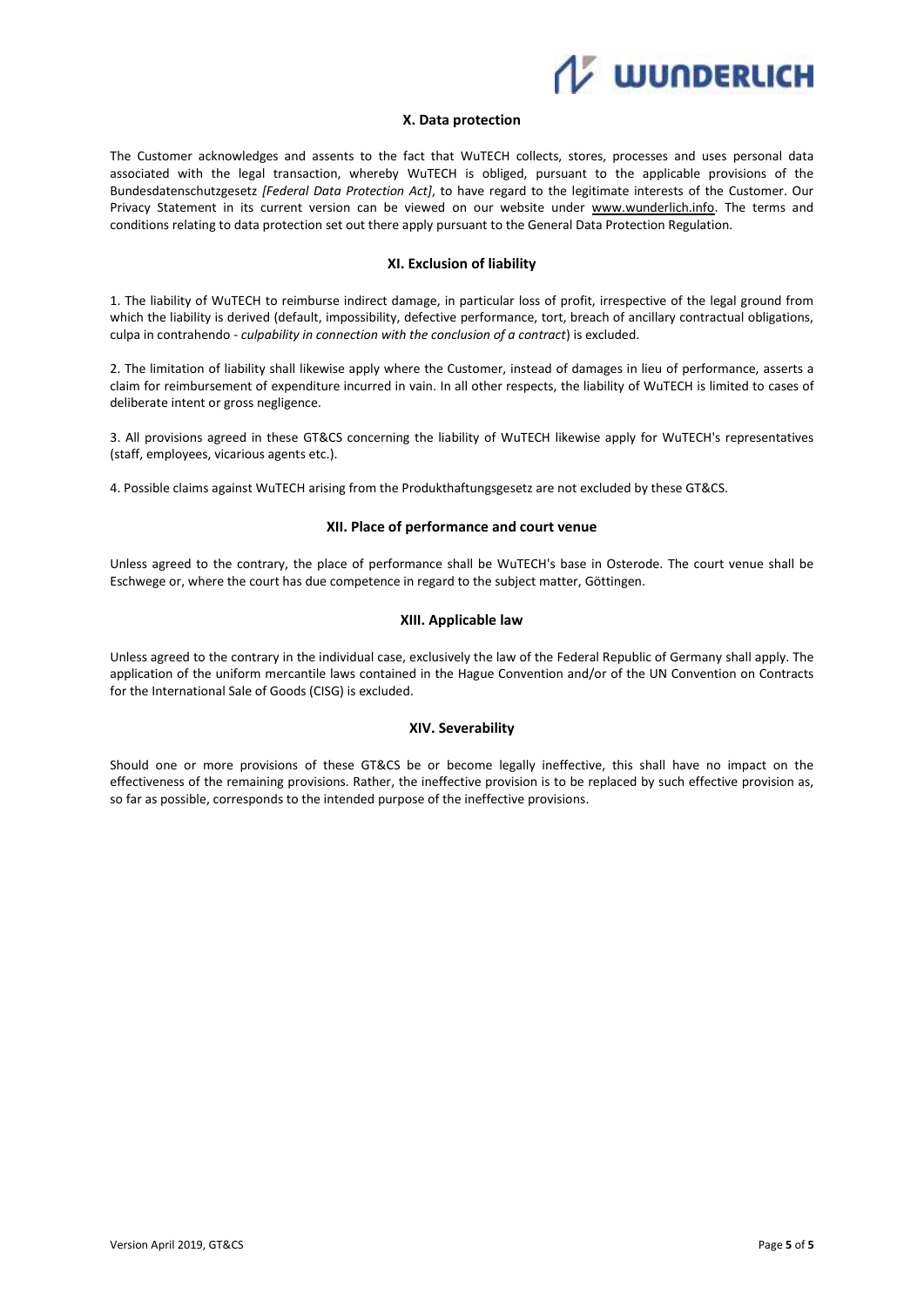## X. Data protection

The Customer acknowledges and assents to the fact that WuTECH collects, stores, processes and uses personal data associated with the legal transaction, whereby WuTECH is obliged, pursuant to the applicable provisions of the Bundesdatenschutzgesetz *[Federal Data Protection Act]*, to have regard to the legitimate interests of the Customer. Our Privacy Statement in its current version can be viewed on our website under www.wunderlich.info. The terms and conditions relating to data protection set out there apply pursuant to the General Data Protection Regulation.

## XI. Exclusion of liability

1. The liability of WuTECH to reimburse indirect damage, in particular loss of profit, irrespective of the legal ground from which the liability is derived (default, impossibility, defective performance, tort, breach of ancillary contractual obligations, culpa in contrahendo - *culpability in connection with the conclusion of a contract*) is excluded.

2. The limitation of liability shall likewise apply where the Customer, instead of damages in lieu of performance, asserts a claim for reimbursement of expenditure incurred in vain. In all other respects, the liability of WuTECH is limited to cases of deliberate intent or gross negligence.

3. All provisions agreed in these GT&CS concerning the liability of WuTECH likewise apply for WuTECH's representatives (staff, employees, vicarious agents etc.).

4. Possible claims against WuTECH arising from the Produkthaftungsgesetz are not excluded by these GT&CS.

## XII. Place of performance and court venue

Unless agreed to the contrary, the place of performance shall be WuTECH's base in Osterode. The court venue shall be Eschwege or, where the court has due competence in regard to the subject matter, Göttingen.

## XIII. Applicable law

Unless agreed to the contrary in the individual case, exclusively the law of the Federal Republic of Germany shall apply. The application of the uniform mercantile laws contained in the Hague Convention and/or of the UN Convention on Contracts for the International Sale of Goods (CISG) is excluded.

## XIV. Severability

Should one or more provisions of these GT&CS be or become legally ineffective, this shall have no impact on the effectiveness of the remaining provisions. Rather, the ineffective provision is to be replaced by such effective provision as, so far as possible, corresponds to the intended purpose of the ineffective provisions.